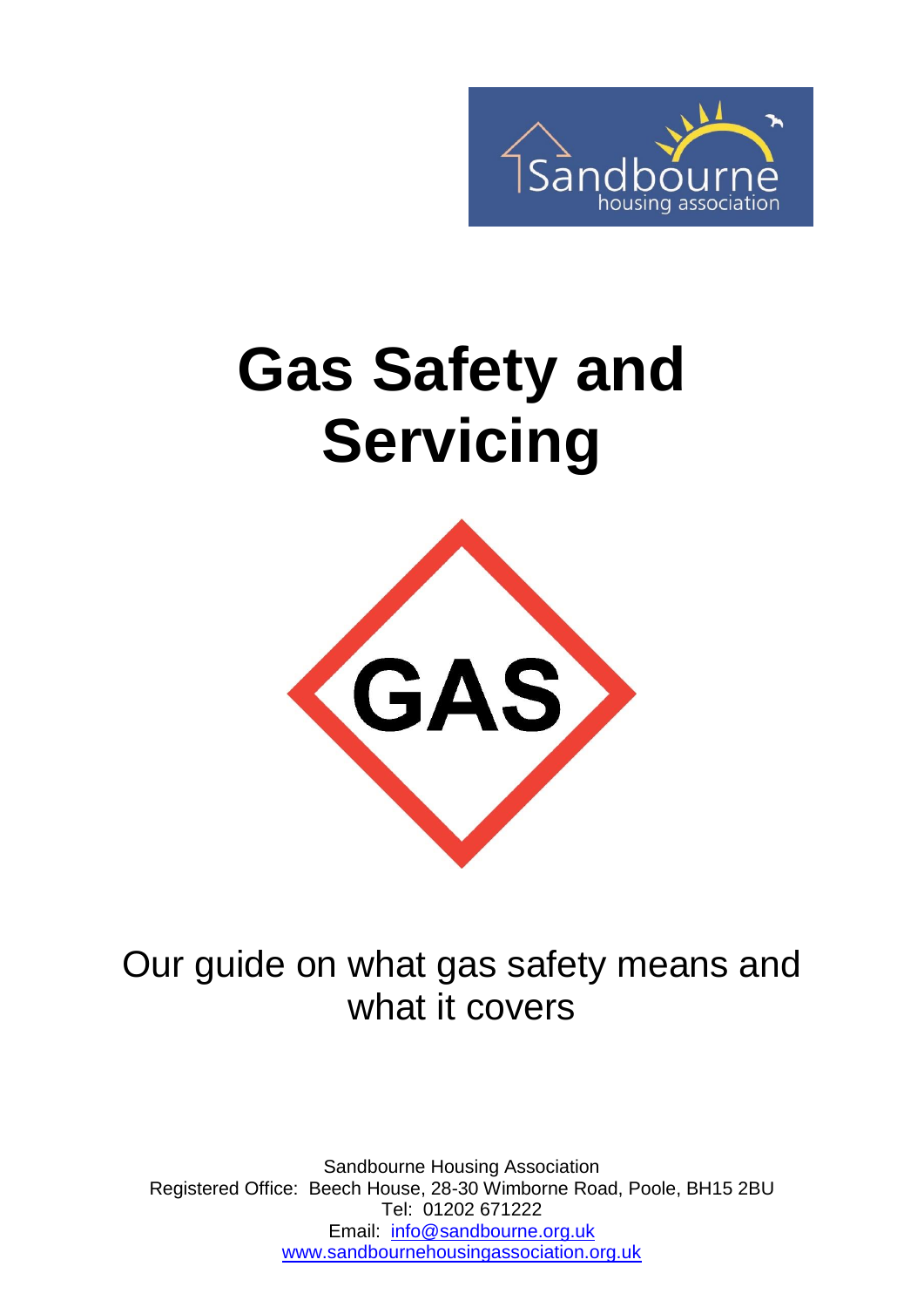Sandbourne
housing association

# Gas Safety and Servicing

GAS

Our guide on what gas safety means and what it covers

Sandbourne Housing Association
Registered Office: Beech House, 28-30 Wimborne Road, Poole, BH15 2BU
Tel: 01202 671222
Email: info@sandbourne.org.uk
www.sandbournehousingassociation.org.uk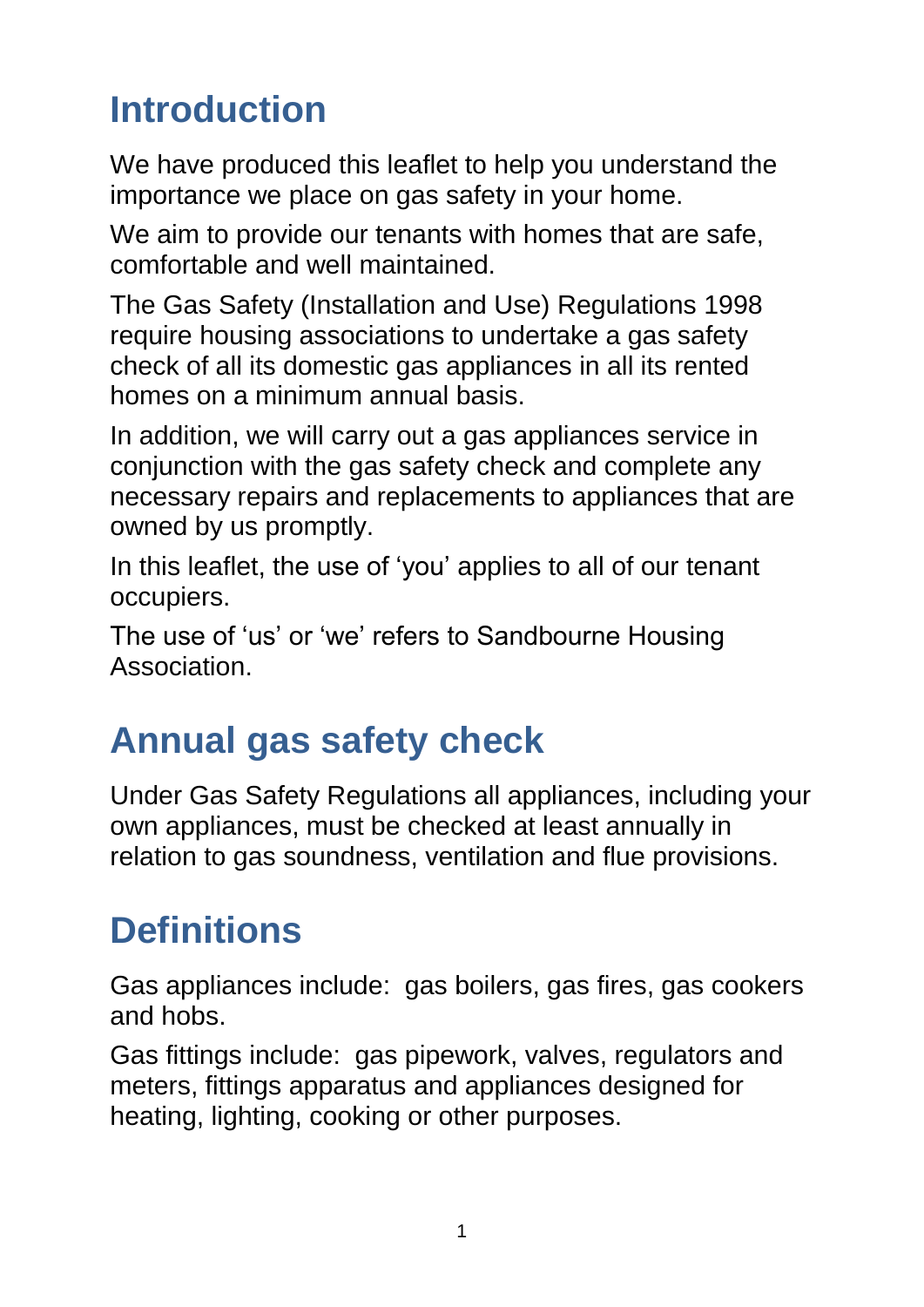## Introduction

We have produced this leaflet to help you understand the importance we place on gas safety in your home.

We aim to provide our tenants with homes that are safe, comfortable and well maintained.

The Gas Safety (Installation and Use) Regulations 1998 require housing associations to undertake a gas safety check of all its domestic gas appliances in all its rented homes on a minimum annual basis.

In addition, we will carry out a gas appliances service in conjunction with the gas safety check and complete any necessary repairs and replacements to appliances that are owned by us promptly.

In this leaflet, the use of 'you' applies to all of our tenant occupiers.

The use of 'us' or 'we' refers to Sandbourne Housing Association.

## Annual gas safety check

Under Gas Safety Regulations all appliances, including your own appliances, must be checked at least annually in relation to gas soundness, ventilation and flue provisions.

## Definitions

Gas appliances include: gas boilers, gas fires, gas cookers and hobs.

Gas fittings include: gas pipework, valves, regulators and meters, fittings apparatus and appliances designed for heating, lighting, cooking or other purposes.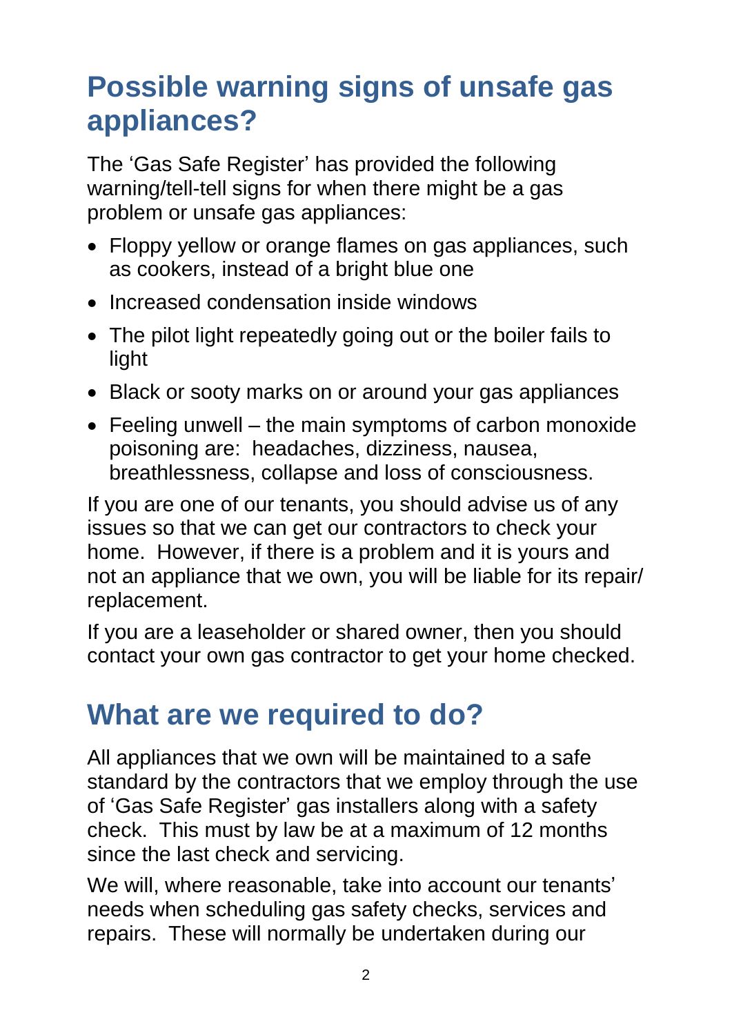## Possible warning signs of unsafe gas appliances?

The 'Gas Safe Register' has provided the following warning/tell-tell signs for when there might be a gas problem or unsafe gas appliances:

- Floppy yellow or orange flames on gas appliances, such as cookers, instead of a bright blue one
- Increased condensation inside windows
- The pilot light repeatedly going out or the boiler fails to light
- Black or sooty marks on or around your gas appliances
- Feeling unwell – the main symptoms of carbon monoxide poisoning are: headaches, dizziness, nausea, breathlessness, collapse and loss of consciousness.

If you are one of our tenants, you should advise us of any issues so that we can get our contractors to check your home. However, if there is a problem and it is yours and not an appliance that we own, you will be liable for its repair/ replacement.

If you are a leaseholder or shared owner, then you should contact your own gas contractor to get your home checked.

## What are we required to do?

All appliances that we own will be maintained to a safe standard by the contractors that we employ through the use of 'Gas Safe Register' gas installers along with a safety check. This must by law be at a maximum of 12 months since the last check and servicing.

We will, where reasonable, take into account our tenants' needs when scheduling gas safety checks, services and repairs. These will normally be undertaken during our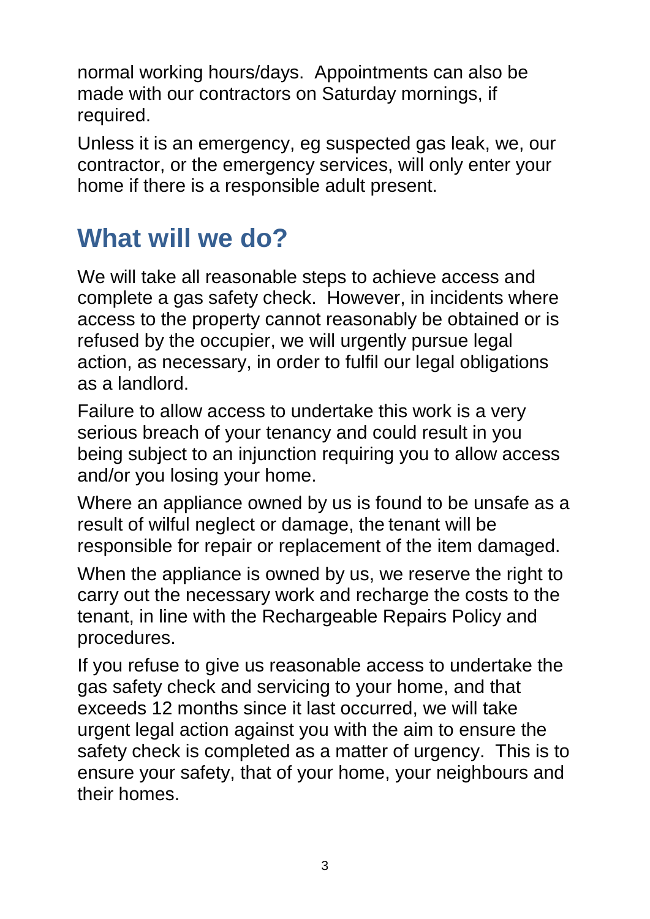normal working hours/days. Appointments can also be made with our contractors on Saturday mornings, if required.

Unless it is an emergency, eg suspected gas leak, we, our contractor, or the emergency services, will only enter your home if there is a responsible adult present.

## What will we do?

We will take all reasonable steps to achieve access and complete a gas safety check. However, in incidents where access to the property cannot reasonably be obtained or is refused by the occupier, we will urgently pursue legal action, as necessary, in order to fulfil our legal obligations as a landlord.

Failure to allow access to undertake this work is a very serious breach of your tenancy and could result in you being subject to an injunction requiring you to allow access and/or you losing your home.

Where an appliance owned by us is found to be unsafe as a result of wilful neglect or damage, the tenant will be responsible for repair or replacement of the item damaged.

When the appliance is owned by us, we reserve the right to carry out the necessary work and recharge the costs to the tenant, in line with the Rechargeable Repairs Policy and procedures.

If you refuse to give us reasonable access to undertake the gas safety check and servicing to your home, and that exceeds 12 months since it last occurred, we will take urgent legal action against you with the aim to ensure the safety check is completed as a matter of urgency. This is to ensure your safety, that of your home, your neighbours and their homes.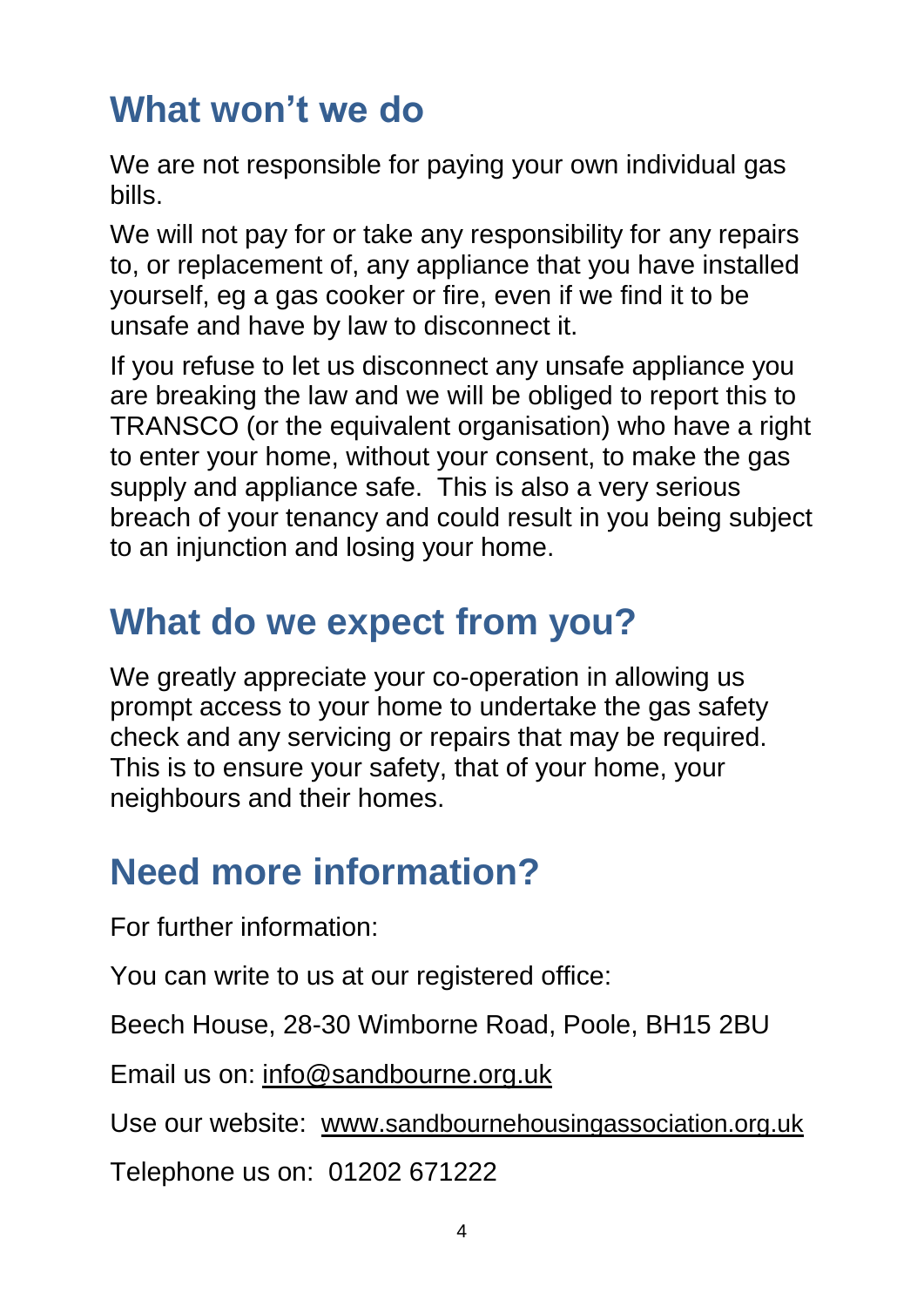## What won't we do

We are not responsible for paying your own individual gas bills.

We will not pay for or take any responsibility for any repairs to, or replacement of, any appliance that you have installed yourself, eg a gas cooker or fire, even if we find it to be unsafe and have by law to disconnect it.

If you refuse to let us disconnect any unsafe appliance you are breaking the law and we will be obliged to report this to TRANSCO (or the equivalent organisation) who have a right to enter your home, without your consent, to make the gas supply and appliance safe. This is also a very serious breach of your tenancy and could result in you being subject to an injunction and losing your home.

## What do we expect from you?

We greatly appreciate your co-operation in allowing us prompt access to your home to undertake the gas safety check and any servicing or repairs that may be required. This is to ensure your safety, that of your home, your neighbours and their homes.

## Need more information?

For further information:

You can write to us at our registered office:

Beech House, 28-30 Wimborne Road, Poole, BH15 2BU

Email us on: info@sandbourne.org.uk

Use our website: www.sandbournehousingassociation.org.uk

Telephone us on: 01202 671222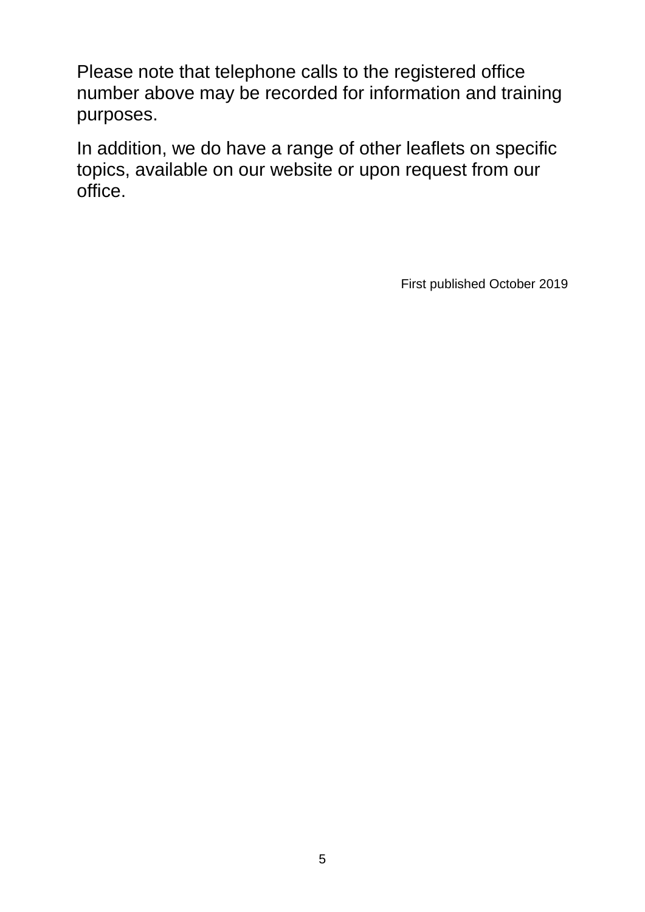Please note that telephone calls to the registered office number above may be recorded for information and training purposes.

In addition, we do have a range of other leaflets on specific topics, available on our website or upon request from our office.

First published October 2019